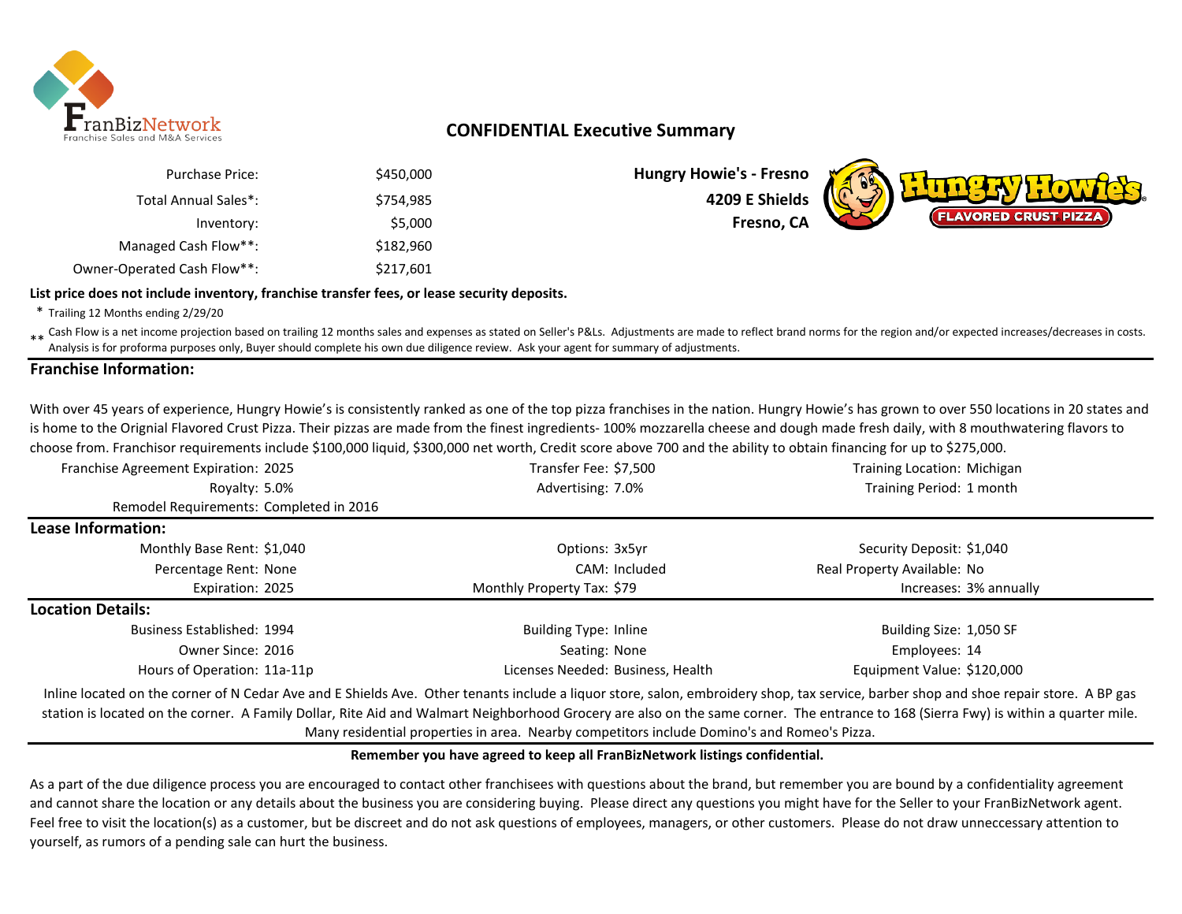FranBizNetwork
Franchise Sales and M&A Services

# CONFIDENTIAL Executive Summary

| | |
|---|---|
| Purchase Price: | $450,000 |
| Total Annual Sales*: | $754,985 |
| Inventory: | $5,000 |
| Managed Cash Flow**: | $182,960 |
| Owner-Operated Cash Flow**: | $217,601 |

**Hungry Howie's - Fresno**
**4209 E Shields**
**Fresno, CA**

Hungry Howie's
FLAVORED CRUST PIZZA

**List price does not include inventory, franchise transfer fees, or lease security deposits.**

\* Trailing 12 Months ending 2/29/20

** Cash Flow is a net income projection based on trailing 12 months sales and expenses as stated on Seller's P&Ls. Adjustments are made to reflect brand norms for the region and/or expected increases/decreases in costs. Analysis is for proforma purposes only, Buyer should complete his own due diligence review. Ask your agent for summary of adjustments.

## Franchise Information:

With over 45 years of experience, Hungry Howie's is consistently ranked as one of the top pizza franchises in the nation. Hungry Howie's has grown to over 550 locations in 20 states and is home to the Orignial Flavored Crust Pizza. Their pizzas are made from the finest ingredients- 100% mozzarella cheese and dough made fresh daily, with 8 mouthwatering flavors to choose from. Franchisor requirements include $100,000 liquid, $300,000 net worth, Credit score above 700 and the ability to obtain financing for up to $275,000.

| | | | | | |
|---|---|---|---|---|---|
| Franchise Agreement Expiration: | 2025 | Transfer Fee: | $7,500 | Training Location: | Michigan |
| Royalty: | 5.0% | Advertising: | 7.0% | Training Period: | 1 month |
| Remodel Requirements: | Completed in 2016 | | | | |

## Lease Information:

| | | | | | |
|---|---|---|---|---|---|
| Monthly Base Rent: | $1,040 | Options: | 3x5yr | Security Deposit: | $1,040 |
| Percentage Rent: | None | CAM: | Included | Real Property Available: | No |
| Expiration: | 2025 | Monthly Property Tax: | $79 | Increases: | 3% annually |

## Location Details:

| | | | | | |
|---|---|---|---|---|---|
| Business Established: | 1994 | Building Type: | Inline | Building Size: | 1,050 SF |
| Owner Since: | 2016 | Seating: | None | Employees: | 14 |
| Hours of Operation: | 11a-11p | Licenses Needed: | Business, Health | Equipment Value: | $120,000 |

Inline located on the corner of N Cedar Ave and E Shields Ave. Other tenants include a liquor store, salon, embroidery shop, tax service, barber shop and shoe repair store. A BP gas station is located on the corner. A Family Dollar, Rite Aid and Walmart Neighborhood Grocery are also on the same corner. The entrance to 168 (Sierra Fwy) is within a quarter mile. Many residential properties in area. Nearby competitors include Domino's and Romeo's Pizza.

**Remember you have agreed to keep all FranBizNetwork listings confidential.**

As a part of the due diligence process you are encouraged to contact other franchisees with questions about the brand, but remember you are bound by a confidentiality agreement and cannot share the location or any details about the business you are considering buying. Please direct any questions you might have for the Seller to your FranBizNetwork agent. Feel free to visit the location(s) as a customer, but be discreet and do not ask questions of employees, managers, or other customers. Please do not draw unneccessary attention to yourself, as rumors of a pending sale can hurt the business.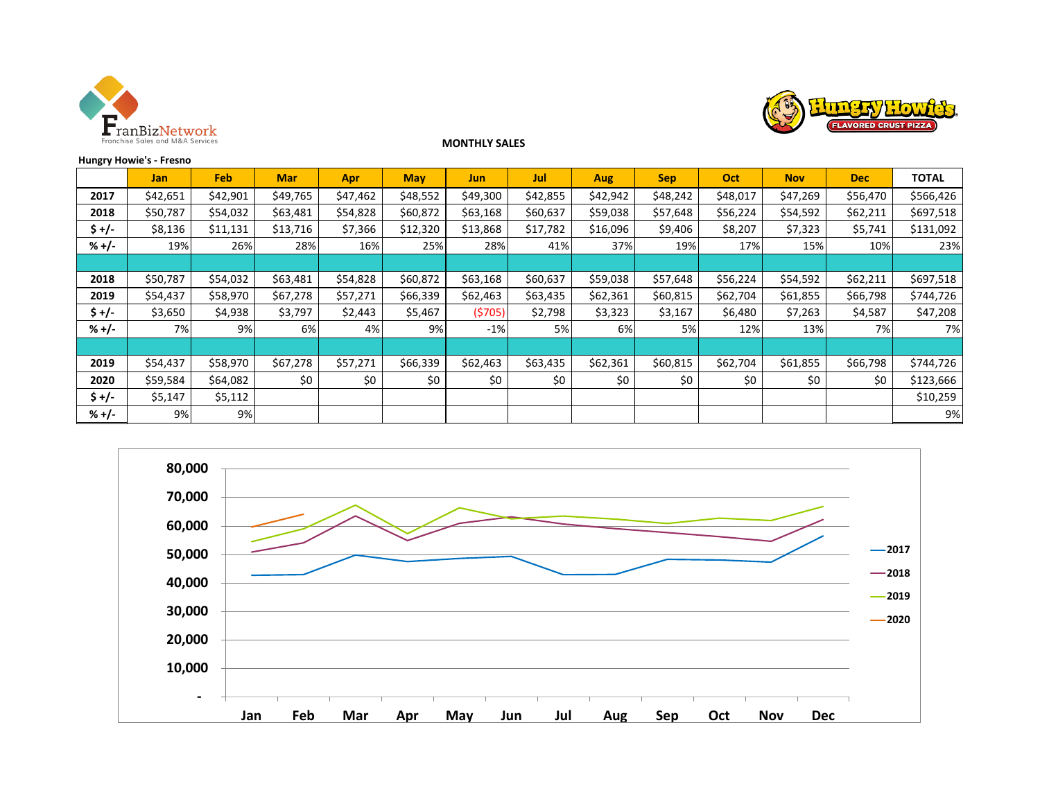**MONTHLY SALES**

**Hungry Howie's - Fresno**

| | Jan | Feb | Mar | Apr | May | Jun | Jul | Aug | Sep | Oct | Nov | Dec | TOTAL |
|---|---|---|---|---|---|---|---|---|---|---|---|---|---|
| **2017** | $42,651 | $42,901 | $49,765 | $47,462 | $48,552 | $49,300 | $42,855 | $42,942 | $48,242 | $48,017 | $47,269 | $56,470 | $566,426 |
| **2018** | $50,787 | $54,032 | $63,481 | $54,828 | $60,872 | $63,168 | $60,637 | $59,038 | $57,648 | $56,224 | $54,592 | $62,211 | $697,518 |
| **$ +/-** | $8,136 | $11,131 | $13,716 | $7,366 | $12,320 | $13,868 | $17,782 | $16,096 | $9,406 | $8,207 | $7,323 | $5,741 | $131,092 |
| **% +/-** | 19% | 26% | 28% | 16% | 25% | 28% | 41% | 37% | 19% | 17% | 15% | 10% | 23% |
| | | | | | | | | | | | | | |
| **2018** | $50,787 | $54,032 | $63,481 | $54,828 | $60,872 | $63,168 | $60,637 | $59,038 | $57,648 | $56,224 | $54,592 | $62,211 | $697,518 |
| **2019** | $54,437 | $58,970 | $67,278 | $57,271 | $66,339 | $62,463 | $63,435 | $62,361 | $60,815 | $62,704 | $61,855 | $66,798 | $744,726 |
| **$ +/-** | $3,650 | $4,938 | $3,797 | $2,443 | $5,467 | ($705) | $2,798 | $3,323 | $3,167 | $6,480 | $7,263 | $4,587 | $47,208 |
| **% +/-** | 7% | 9% | 6% | 4% | 9% | -1% | 5% | 6% | 5% | 12% | 13% | 7% | 7% |
| | | | | | | | | | | | | | |
| **2019** | $54,437 | $58,970 | $67,278 | $57,271 | $66,339 | $62,463 | $63,435 | $62,361 | $60,815 | $62,704 | $61,855 | $66,798 | $744,726 |
| **2020** | $59,584 | $64,082 | $0 | $0 | $0 | $0 | $0 | $0 | $0 | $0 | $0 | $0 | $123,666 |
| **$ +/-** | $5,147 | $5,112 | | | | | | | | | | | $10,259 |
| **% +/-** | 9% | 9% | | | | | | | | | | | 9% |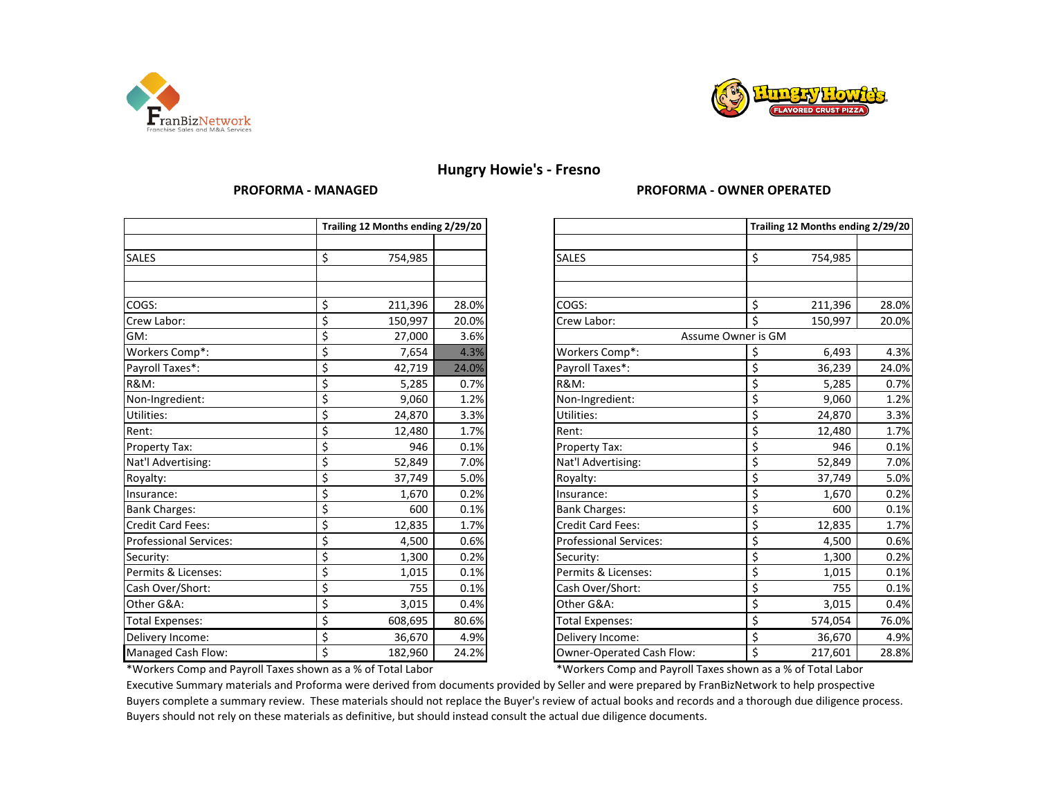# Hungry Howie's - Fresno

## PROFORMA - MANAGED

| | Trailing 12 Months ending 2/29/20 | |
|---|---|---|
| SALES | $ 754,985 | |
| | | |
| | | |
| COGS: | $ 211,396 | 28.0% |
| Crew Labor: | $ 150,997 | 20.0% |
| GM: | $ 27,000 | 3.6% |
| Workers Comp*: | $ 7,654 | 4.3% |
| Payroll Taxes*: | $ 42,719 | 24.0% |
| R&M: | $ 5,285 | 0.7% |
| Non-Ingredient: | $ 9,060 | 1.2% |
| Utilities: | $ 24,870 | 3.3% |
| Rent: | $ 12,480 | 1.7% |
| Property Tax: | $ 946 | 0.1% |
| Nat'l Advertising: | $ 52,849 | 7.0% |
| Royalty: | $ 37,749 | 5.0% |
| Insurance: | $ 1,670 | 0.2% |
| Bank Charges: | $ 600 | 0.1% |
| Credit Card Fees: | $ 12,835 | 1.7% |
| Professional Services: | $ 4,500 | 0.6% |
| Security: | $ 1,300 | 0.2% |
| Permits & Licenses: | $ 1,015 | 0.1% |
| Cash Over/Short: | $ 755 | 0.1% |
| Other G&A: | $ 3,015 | 0.4% |
| Total Expenses: | $ 608,695 | 80.6% |
| Delivery Income: | $ 36,670 | 4.9% |
| Managed Cash Flow: | $ 182,960 | 24.2% |

*Workers Comp and Payroll Taxes shown as a % of Total Labor

## PROFORMA - OWNER OPERATED

| | Trailing 12 Months ending 2/29/20 | |
|---|---|---|
| SALES | $ 754,985 | |
| | | |
| | | |
| COGS: | $ 211,396 | 28.0% |
| Crew Labor: | $ 150,997 | 20.0% |
| Assume Owner is GM | | |
| Workers Comp*: | $ 6,493 | 4.3% |
| Payroll Taxes*: | $ 36,239 | 24.0% |
| R&M: | $ 5,285 | 0.7% |
| Non-Ingredient: | $ 9,060 | 1.2% |
| Utilities: | $ 24,870 | 3.3% |
| Rent: | $ 12,480 | 1.7% |
| Property Tax: | $ 946 | 0.1% |
| Nat'l Advertising: | $ 52,849 | 7.0% |
| Royalty: | $ 37,749 | 5.0% |
| Insurance: | $ 1,670 | 0.2% |
| Bank Charges: | $ 600 | 0.1% |
| Credit Card Fees: | $ 12,835 | 1.7% |
| Professional Services: | $ 4,500 | 0.6% |
| Security: | $ 1,300 | 0.2% |
| Permits & Licenses: | $ 1,015 | 0.1% |
| Cash Over/Short: | $ 755 | 0.1% |
| Other G&A: | $ 3,015 | 0.4% |
| Total Expenses: | $ 574,054 | 76.0% |
| Delivery Income: | $ 36,670 | 4.9% |
| Owner-Operated Cash Flow: | $ 217,601 | 28.8% |

*Workers Comp and Payroll Taxes shown as a % of Total Labor

Executive Summary materials and Proforma were derived from documents provided by Seller and were prepared by FranBizNetwork to help prospective Buyers complete a summary review. These materials should not replace the Buyer's review of actual books and records and a thorough due diligence process. Buyers should not rely on these materials as definitive, but should instead consult the actual due diligence documents.